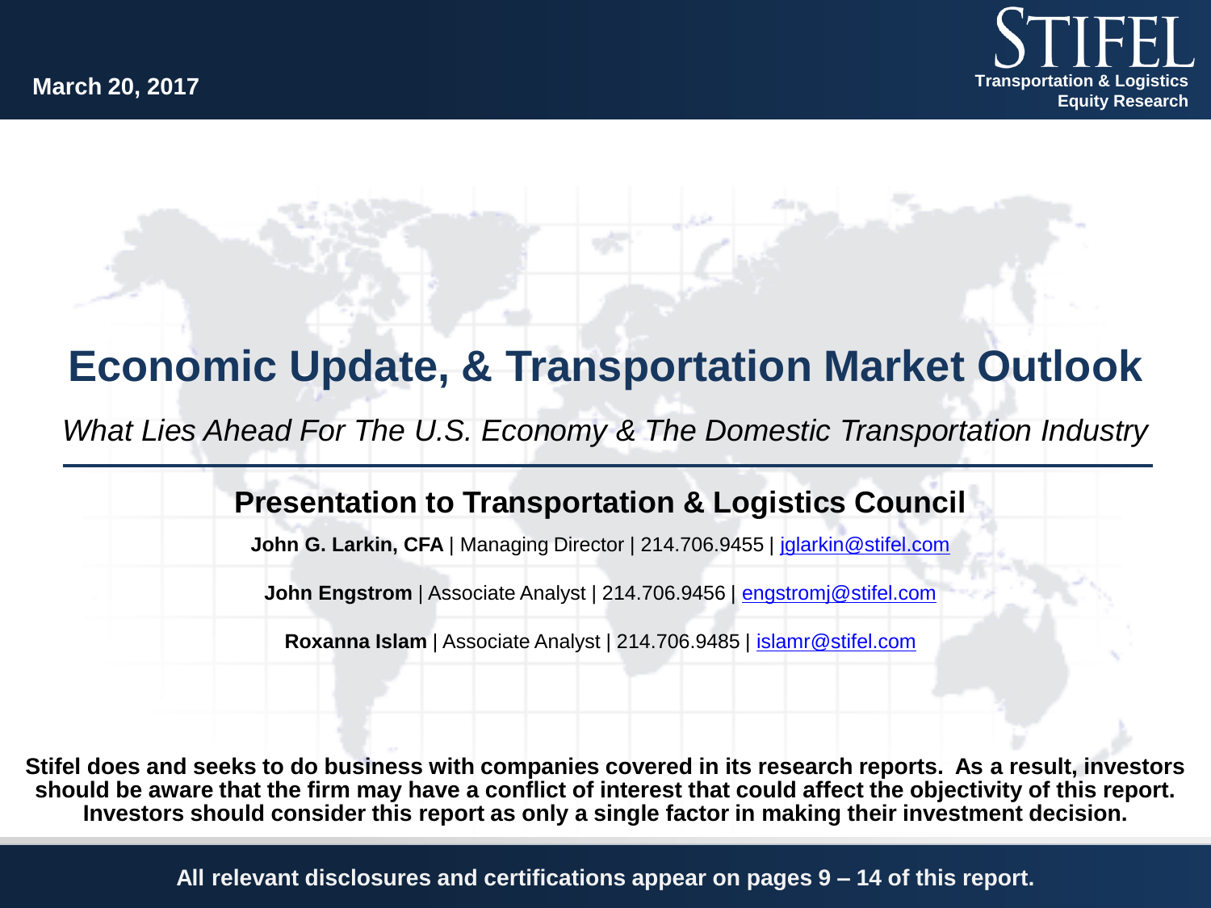March 20, 2017

STIFEL
Transportation & Logistics
Equity Research

# Economic Update, & Transportation Market Outlook

*What Lies Ahead For The U.S. Economy & The Domestic Transportation Industry*

## Presentation to Transportation & Logistics Council

**John G. Larkin, CFA** | Managing Director | 214.706.9455 | jglarkin@stifel.com

**John Engstrom** | Associate Analyst | 214.706.9456 | engstromj@stifel.com

**Roxanna Islam** | Associate Analyst | 214.706.9485 | islamr@stifel.com

**Stifel does and seeks to do business with companies covered in its research reports. As a result, investors should be aware that the firm may have a conflict of interest that could affect the objectivity of this report. Investors should consider this report as only a single factor in making their investment decision.**

**All relevant disclosures and certifications appear on pages 9 – 14 of this report.**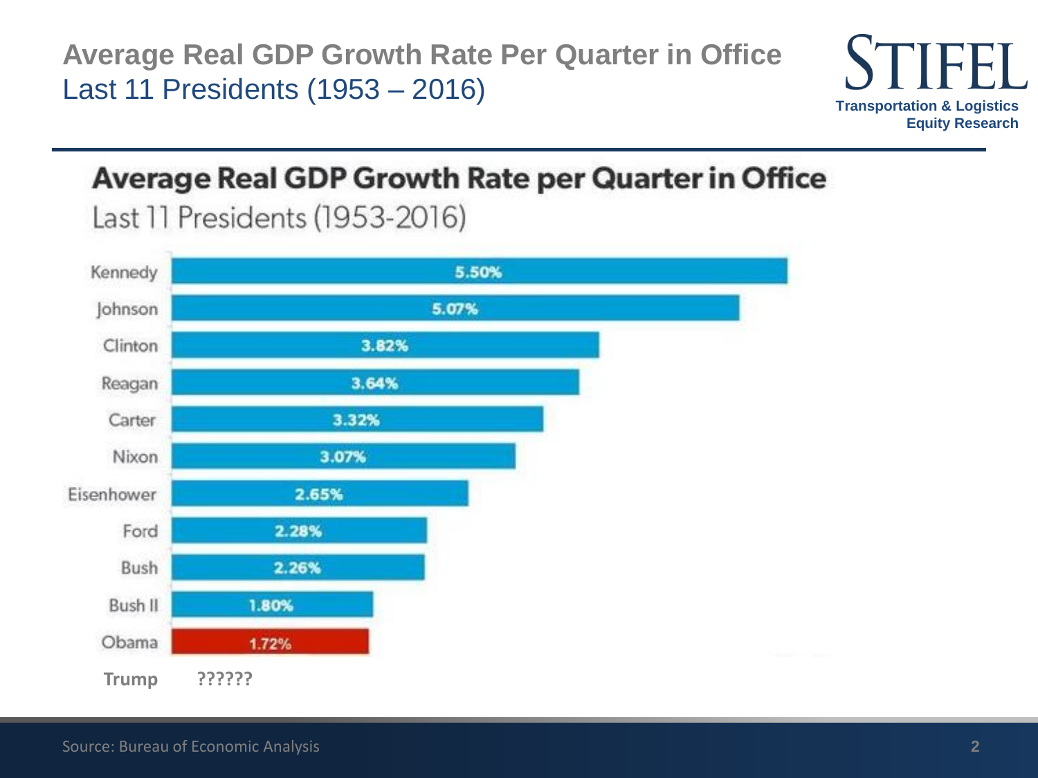# Average Real GDP Growth Rate Per Quarter in Office

## Last 11 Presidents (1953 – 2016)

### Average Real GDP Growth Rate per Quarter in Office

Last 11 Presidents (1953-2016)

| President | Average Real GDP Growth Rate |
|---|---|
| Kennedy | 5.50% |
| Johnson | 5.07% |
| Clinton | 3.82% |
| Reagan | 3.64% |
| Carter | 3.32% |
| Nixon | 3.07% |
| Eisenhower | 2.65% |
| Ford | 2.28% |
| Bush | 2.26% |
| Bush II | 1.80% |
| Obama | 1.72% |
| **Trump** | **??????** |

Source: Bureau of Economic Analysis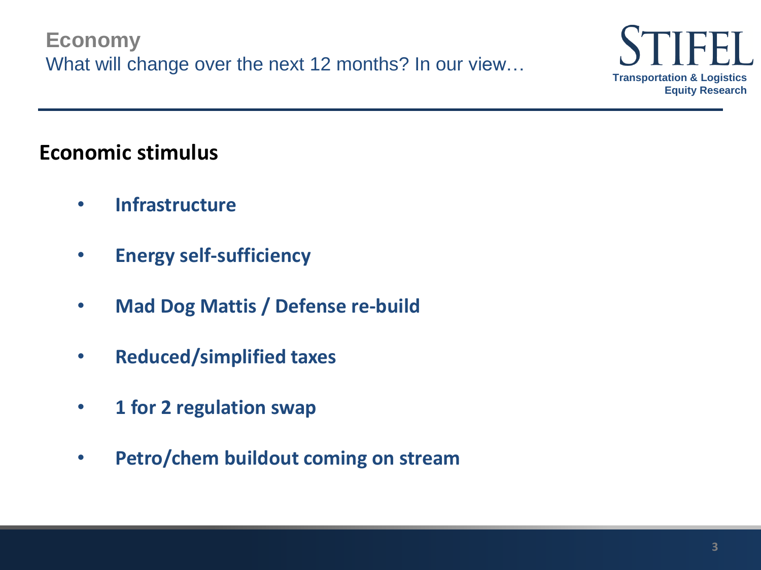# Economy

What will change over the next 12 months? In our view…

## Economic stimulus

- **Infrastructure**
- **Energy self-sufficiency**
- **Mad Dog Mattis / Defense re-build**
- **Reduced/simplified taxes**
- **1 for 2 regulation swap**
- **Petro/chem buildout coming on stream**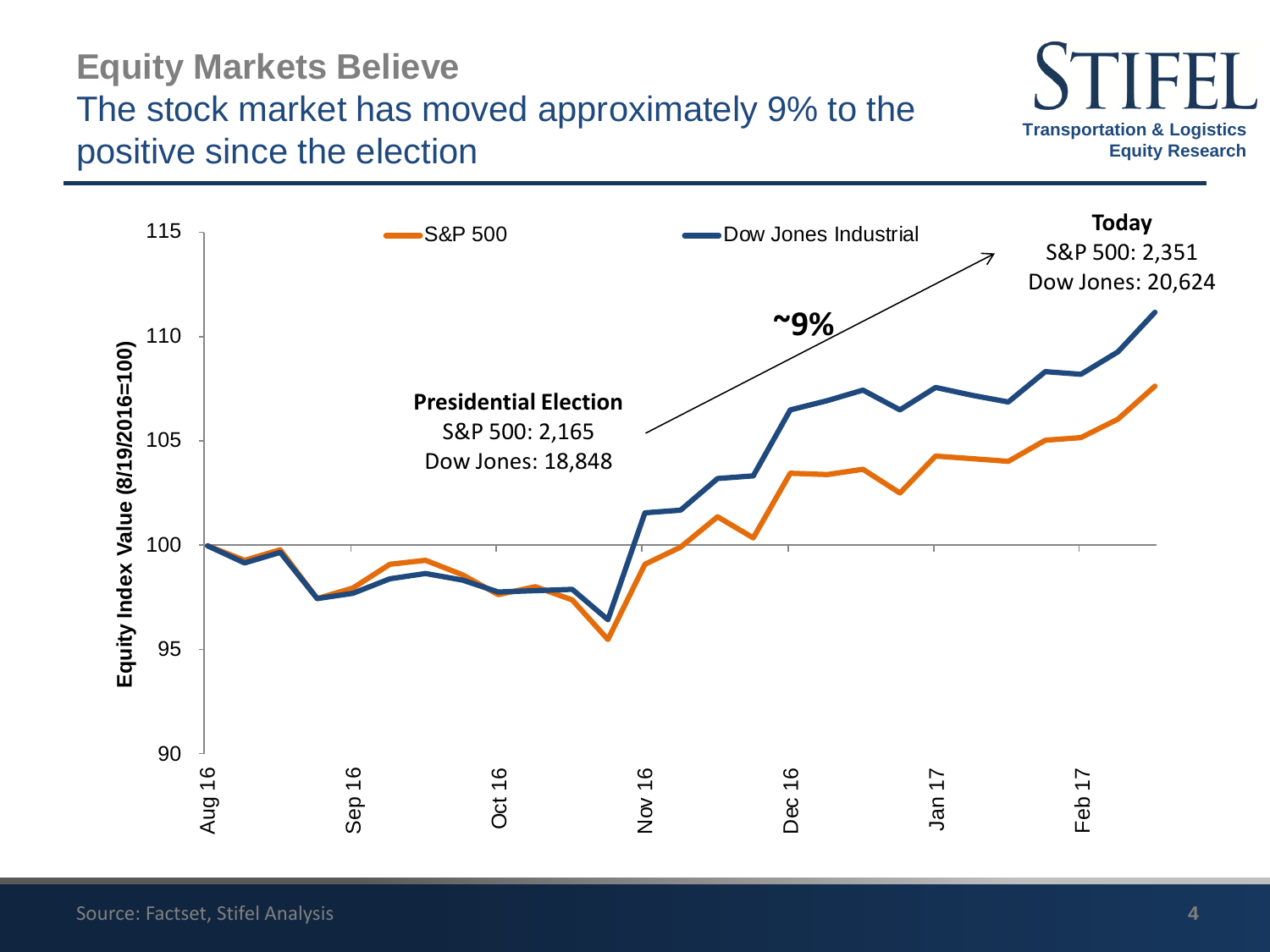# Equity Markets Believe

## The stock market has moved approximately 9% to the positive since the election

STIFEL
Transportation & Logistics Equity Research

S&P 500 — Dow Jones Industrial

Equity Index Value (8/19/2016=100)

**Presidential Election**
S&P 500: 2,165
Dow Jones: 18,848

**~9%**

**Today**
S&P 500: 2,351
Dow Jones: 20,624

Source: Factset, Stifel Analysis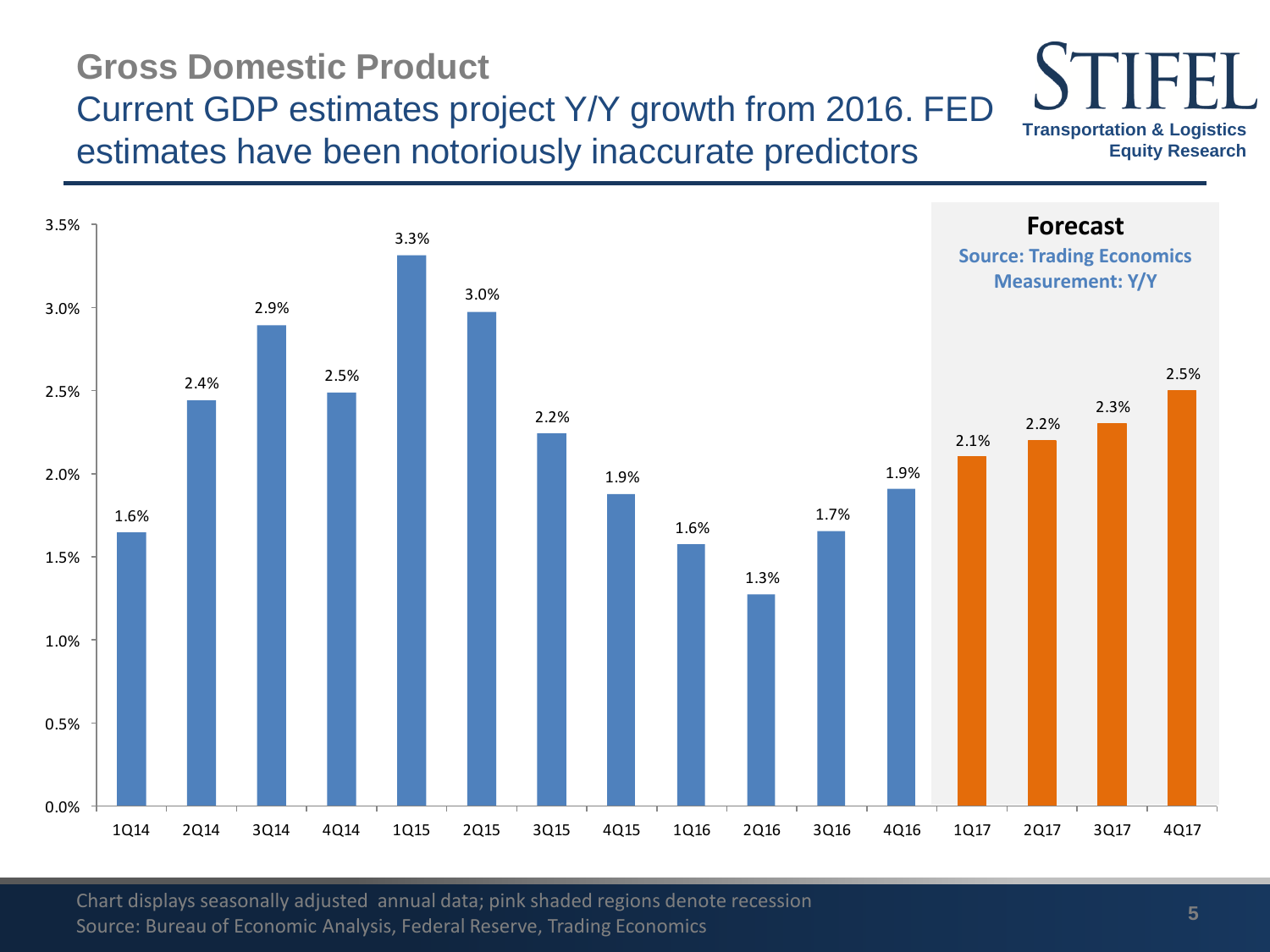# Gross Domestic Product

## Current GDP estimates project Y/Y growth from 2016. FED estimates have been notoriously inaccurate predictors

**STIFEL**
**Transportation & Logistics Equity Research**

| Quarter | GDP Y/Y |
|---|---|
| 1Q14 | 1.6% |
| 2Q14 | 2.4% |
| 3Q14 | 2.9% |
| 4Q14 | 2.5% |
| 1Q15 | 3.3% |
| 2Q15 | 3.0% |
| 3Q15 | 2.2% |
| 4Q15 | 1.9% |
| 1Q16 | 1.6% |
| 2Q16 | 1.3% |
| 3Q16 | 1.7% |
| 4Q16 | 1.9% |
| 1Q17 (Forecast) | 2.1% |
| 2Q17 (Forecast) | 2.2% |
| 3Q17 (Forecast) | 2.3% |
| 4Q17 (Forecast) | 2.5% |

**Forecast**
Source: Trading Economics
Measurement: Y/Y

Chart displays seasonally adjusted annual data; pink shaded regions denote recession
Source: Bureau of Economic Analysis, Federal Reserve, Trading Economics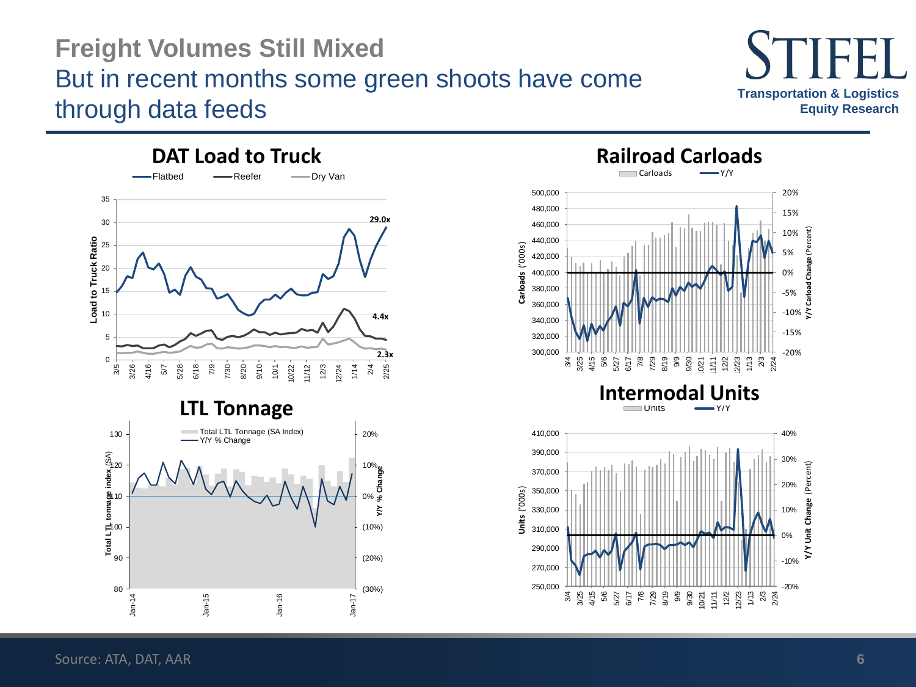# Freight Volumes Still Mixed

## But in recent months some green shoots have come through data feeds

### DAT Load to Truck

Flatbed — Reefer — Dry Van

Load to Truck Ratio

29.0x

4.4x

2.3x

### Railroad Carloads

Carloads — Y/Y

### LTL Tonnage

Total LTL Tonnage (SA Index) — Y/Y % Change

### Intermodal Units

Units — Y/Y

Source: ATA, DAT, AAR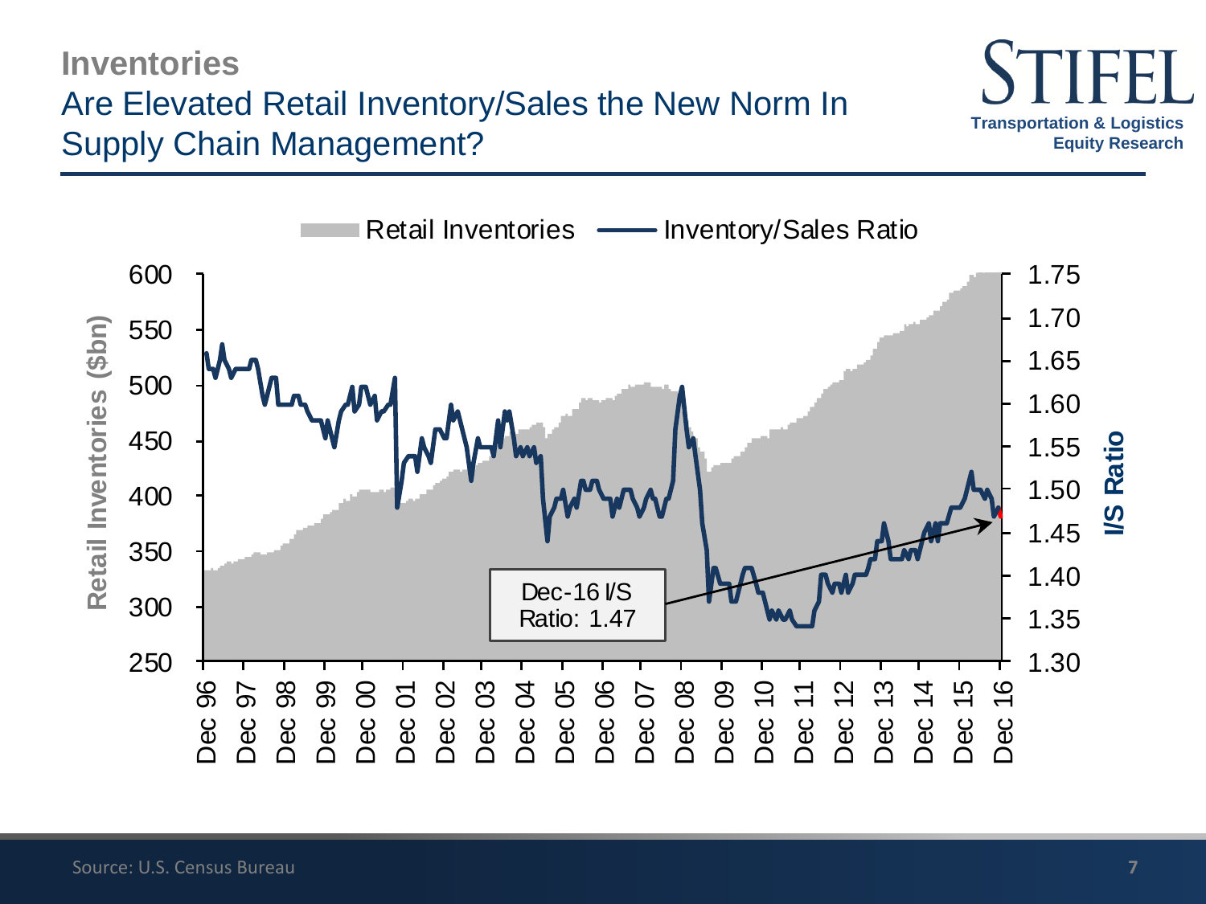# Inventories

## Are Elevated Retail Inventory/Sales the New Norm In Supply Chain Management?

Retail Inventories — Inventory/Sales Ratio

Retail Inventories ($bn): 250, 300, 350, 400, 450, 500, 550, 600

I/S Ratio: 1.30, 1.35, 1.40, 1.45, 1.50, 1.55, 1.60, 1.65, 1.70, 1.75

Dec 96, Dec 97, Dec 98, Dec 99, Dec 00, Dec 01, Dec 02, Dec 03, Dec 04, Dec 05, Dec 06, Dec 07, Dec 08, Dec 09, Dec 10, Dec 11, Dec 12, Dec 13, Dec 14, Dec 15, Dec 16

Dec-16 I/S Ratio: 1.47

Source: U.S. Census Bureau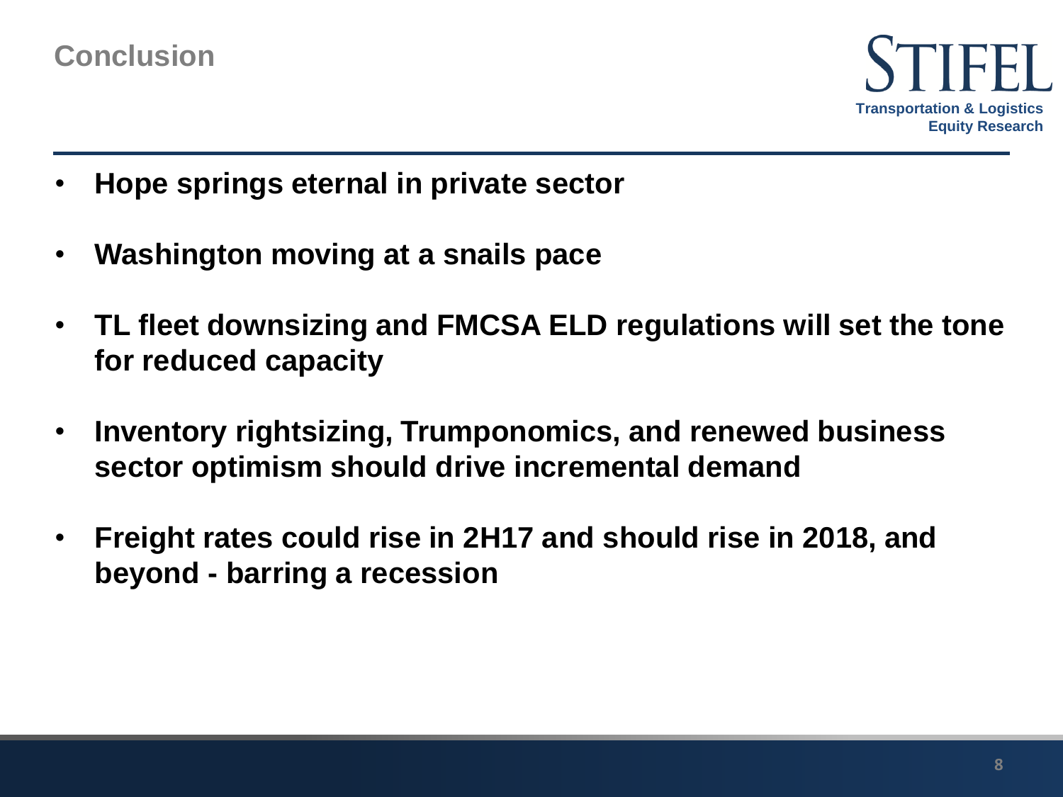# Conclusion

Transportation & Logistics Equity Research

- **Hope springs eternal in private sector**
- **Washington moving at a snails pace**
- **TL fleet downsizing and FMCSA ELD regulations will set the tone for reduced capacity**
- **Inventory rightsizing, Trumponomics, and renewed business sector optimism should drive incremental demand**
- **Freight rates could rise in 2H17 and should rise in 2018, and beyond - barring a recession**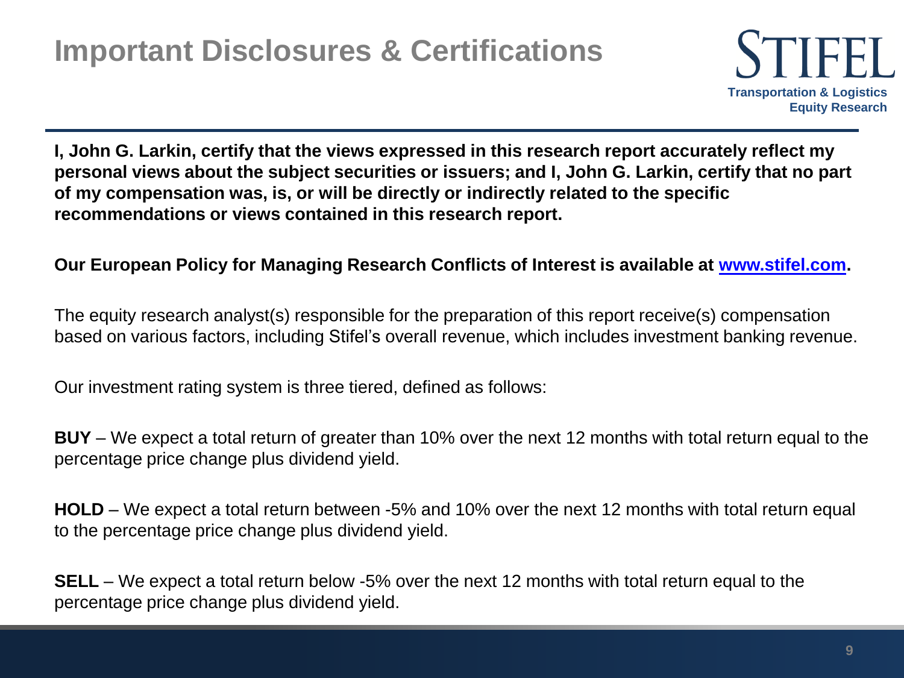# Important Disclosures & Certifications

STIFEL
Transportation & Logistics
Equity Research

**I, John G. Larkin, certify that the views expressed in this research report accurately reflect my personal views about the subject securities or issuers; and I, John G. Larkin, certify that no part of my compensation was, is, or will be directly or indirectly related to the specific recommendations or views contained in this research report.**

**Our European Policy for Managing Research Conflicts of Interest is available at [www.stifel.com](http://www.stifel.com).**

The equity research analyst(s) responsible for the preparation of this report receive(s) compensation based on various factors, including Stifel's overall revenue, which includes investment banking revenue.

Our investment rating system is three tiered, defined as follows:

**BUY** – We expect a total return of greater than 10% over the next 12 months with total return equal to the percentage price change plus dividend yield.

**HOLD** – We expect a total return between -5% and 10% over the next 12 months with total return equal to the percentage price change plus dividend yield.

**SELL** – We expect a total return below -5% over the next 12 months with total return equal to the percentage price change plus dividend yield.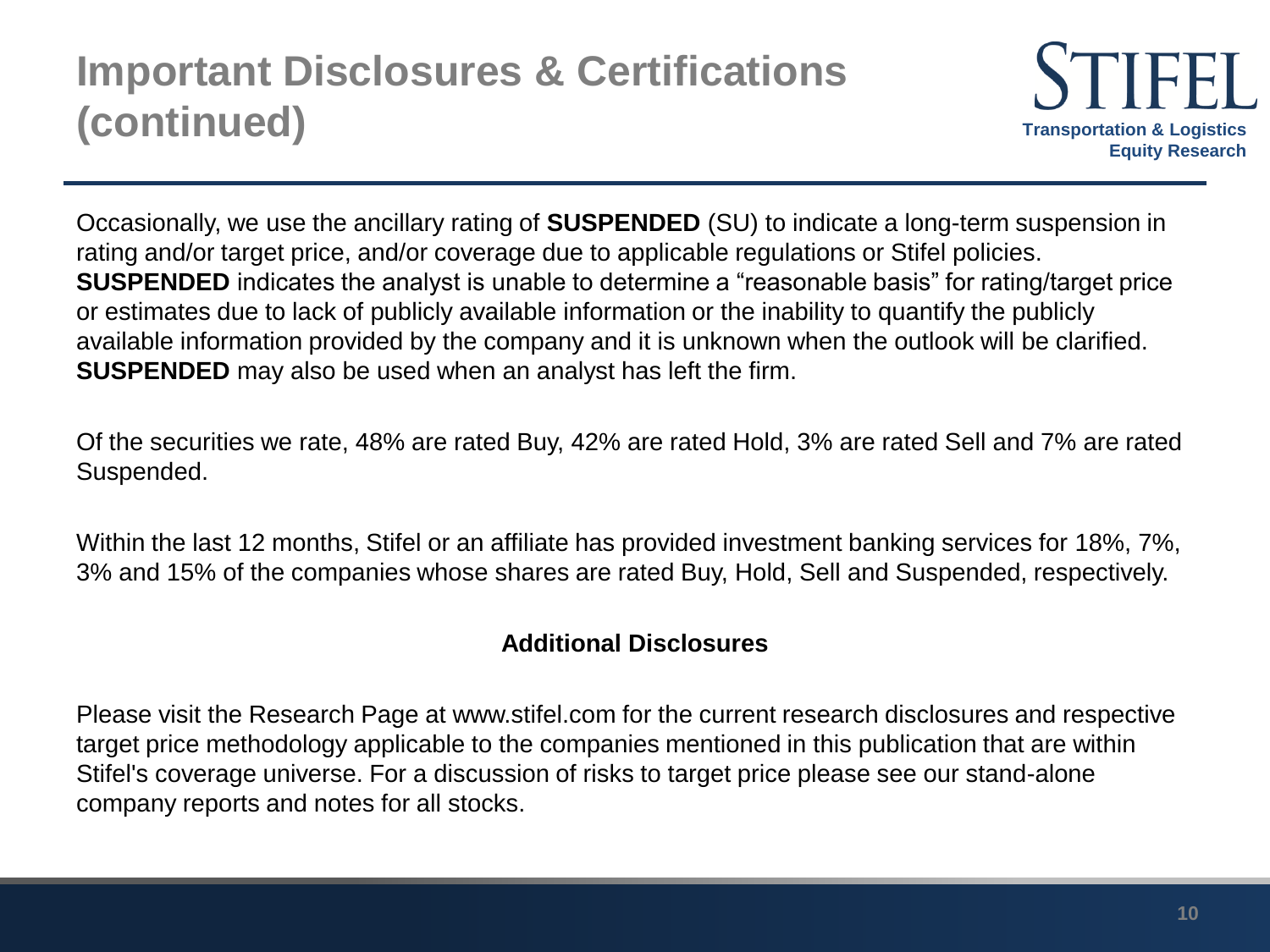# Important Disclosures & Certifications (continued)

Occasionally, we use the ancillary rating of **SUSPENDED** (SU) to indicate a long-term suspension in rating and/or target price, and/or coverage due to applicable regulations or Stifel policies. **SUSPENDED** indicates the analyst is unable to determine a "reasonable basis" for rating/target price or estimates due to lack of publicly available information or the inability to quantify the publicly available information provided by the company and it is unknown when the outlook will be clarified. **SUSPENDED** may also be used when an analyst has left the firm.

Of the securities we rate, 48% are rated Buy, 42% are rated Hold, 3% are rated Sell and 7% are rated Suspended.

Within the last 12 months, Stifel or an affiliate has provided investment banking services for 18%, 7%, 3% and 15% of the companies whose shares are rated Buy, Hold, Sell and Suspended, respectively.

## Additional Disclosures

Please visit the Research Page at www.stifel.com for the current research disclosures and respective target price methodology applicable to the companies mentioned in this publication that are within Stifel's coverage universe. For a discussion of risks to target price please see our stand-alone company reports and notes for all stocks.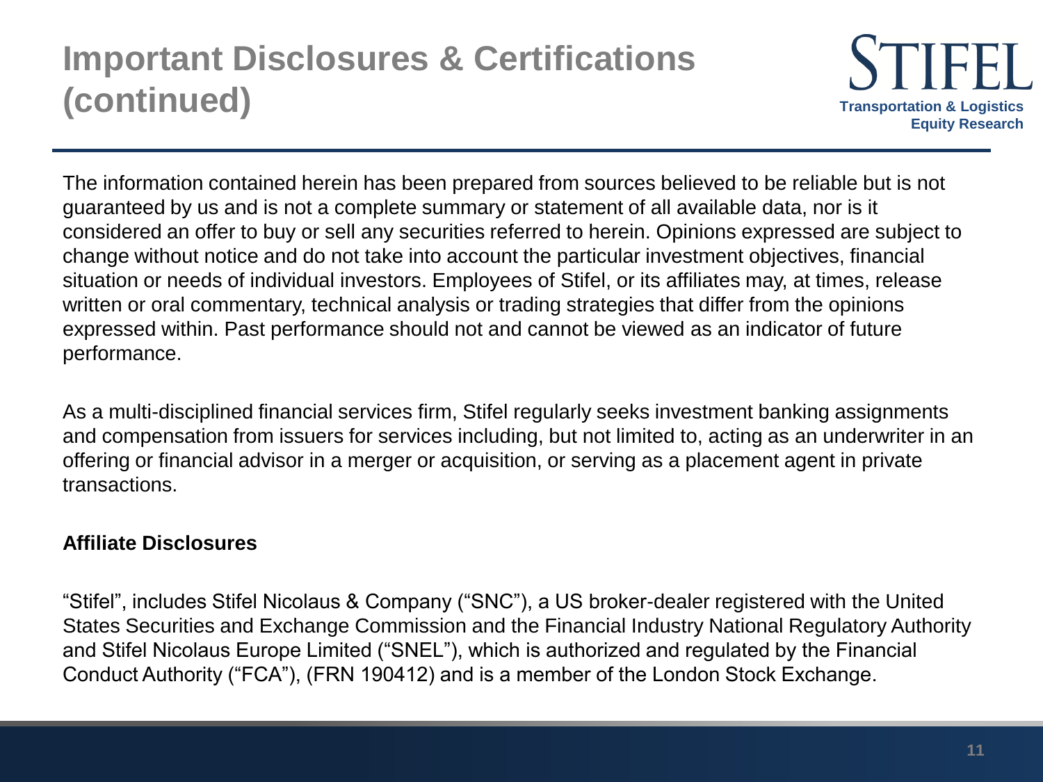# Important Disclosures & Certifications (continued)

The information contained herein has been prepared from sources believed to be reliable but is not guaranteed by us and is not a complete summary or statement of all available data, nor is it considered an offer to buy or sell any securities referred to herein. Opinions expressed are subject to change without notice and do not take into account the particular investment objectives, financial situation or needs of individual investors. Employees of Stifel, or its affiliates may, at times, release written or oral commentary, technical analysis or trading strategies that differ from the opinions expressed within. Past performance should not and cannot be viewed as an indicator of future performance.

As a multi-disciplined financial services firm, Stifel regularly seeks investment banking assignments and compensation from issuers for services including, but not limited to, acting as an underwriter in an offering or financial advisor in a merger or acquisition, or serving as a placement agent in private transactions.

**Affiliate Disclosures**

"Stifel", includes Stifel Nicolaus & Company ("SNC"), a US broker-dealer registered with the United States Securities and Exchange Commission and the Financial Industry National Regulatory Authority and Stifel Nicolaus Europe Limited ("SNEL"), which is authorized and regulated by the Financial Conduct Authority ("FCA"), (FRN 190412) and is a member of the London Stock Exchange.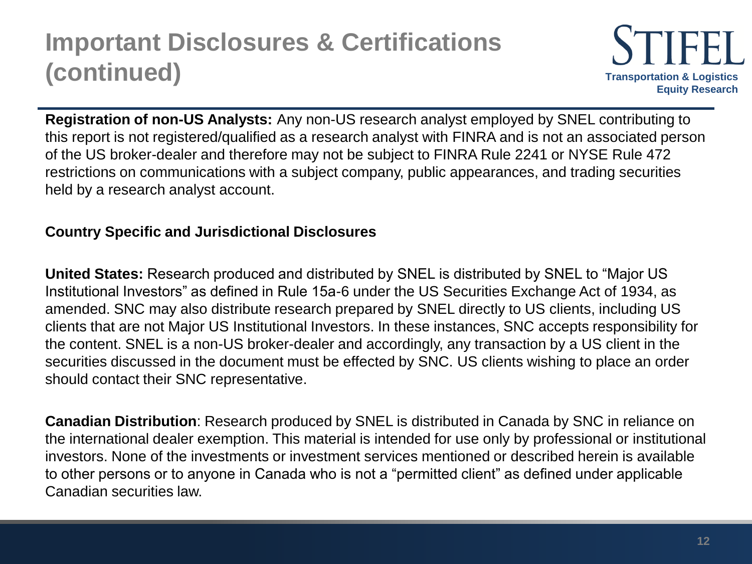# Important Disclosures & Certifications (continued)

**Registration of non-US Analysts:** Any non-US research analyst employed by SNEL contributing to this report is not registered/qualified as a research analyst with FINRA and is not an associated person of the US broker-dealer and therefore may not be subject to FINRA Rule 2241 or NYSE Rule 472 restrictions on communications with a subject company, public appearances, and trading securities held by a research analyst account.

**Country Specific and Jurisdictional Disclosures**

**United States:** Research produced and distributed by SNEL is distributed by SNEL to "Major US Institutional Investors" as defined in Rule 15a-6 under the US Securities Exchange Act of 1934, as amended. SNC may also distribute research prepared by SNEL directly to US clients, including US clients that are not Major US Institutional Investors. In these instances, SNC accepts responsibility for the content. SNEL is a non-US broker-dealer and accordingly, any transaction by a US client in the securities discussed in the document must be effected by SNC. US clients wishing to place an order should contact their SNC representative.

**Canadian Distribution**: Research produced by SNEL is distributed in Canada by SNC in reliance on the international dealer exemption. This material is intended for use only by professional or institutional investors. None of the investments or investment services mentioned or described herein is available to other persons or to anyone in Canada who is not a "permitted client" as defined under applicable Canadian securities law.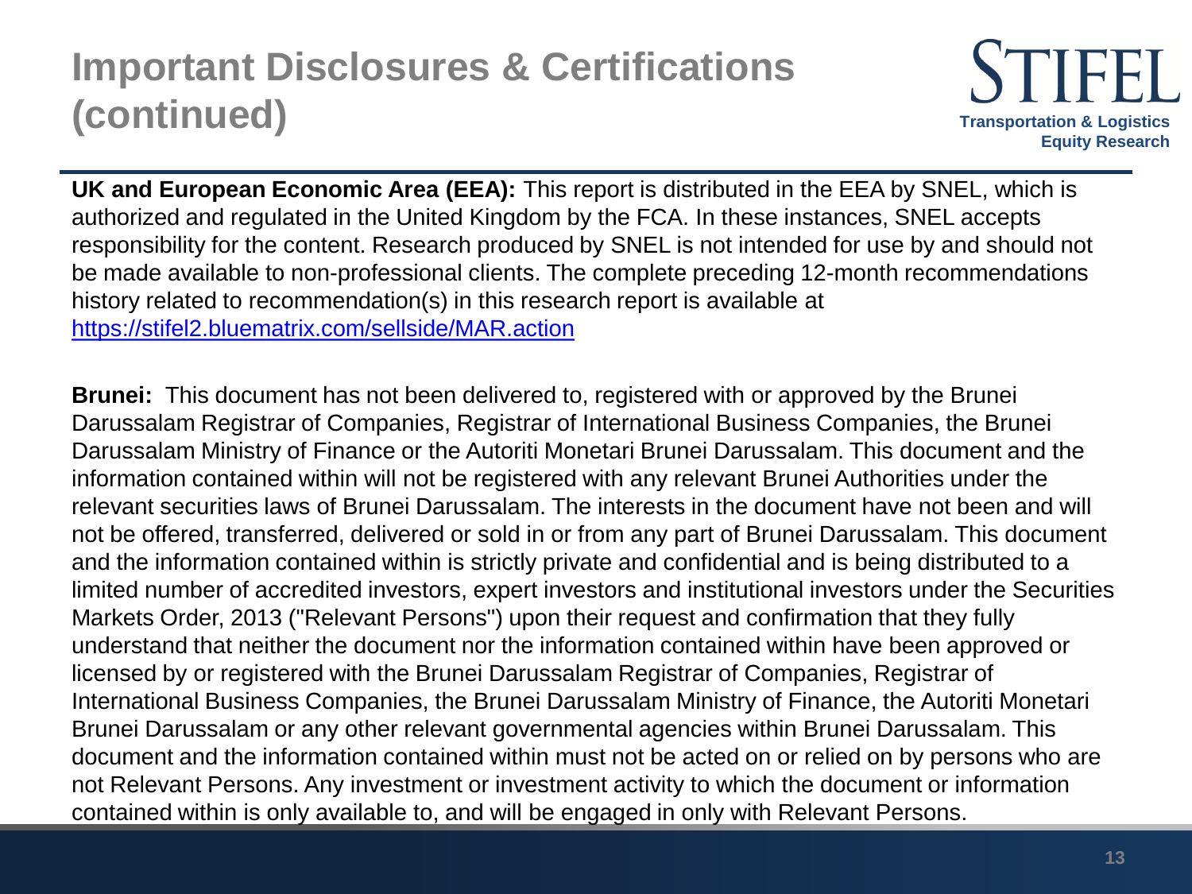# Important Disclosures & Certifications (continued)

**UK and European Economic Area (EEA):** This report is distributed in the EEA by SNEL, which is authorized and regulated in the United Kingdom by the FCA. In these instances, SNEL accepts responsibility for the content. Research produced by SNEL is not intended for use by and should not be made available to non-professional clients. The complete preceding 12-month recommendations history related to recommendation(s) in this research report is available at https://stifel2.bluematrix.com/sellside/MAR.action

**Brunei:** This document has not been delivered to, registered with or approved by the Brunei Darussalam Registrar of Companies, Registrar of International Business Companies, the Brunei Darussalam Ministry of Finance or the Autoriti Monetari Brunei Darussalam. This document and the information contained within will not be registered with any relevant Brunei Authorities under the relevant securities laws of Brunei Darussalam. The interests in the document have not been and will not be offered, transferred, delivered or sold in or from any part of Brunei Darussalam. This document and the information contained within is strictly private and confidential and is being distributed to a limited number of accredited investors, expert investors and institutional investors under the Securities Markets Order, 2013 ("Relevant Persons") upon their request and confirmation that they fully understand that neither the document nor the information contained within have been approved or licensed by or registered with the Brunei Darussalam Registrar of Companies, Registrar of International Business Companies, the Brunei Darussalam Ministry of Finance, the Autoriti Monetari Brunei Darussalam or any other relevant governmental agencies within Brunei Darussalam. This document and the information contained within must not be acted on or relied on by persons who are not Relevant Persons. Any investment or investment activity to which the document or information contained within is only available to, and will be engaged in only with Relevant Persons.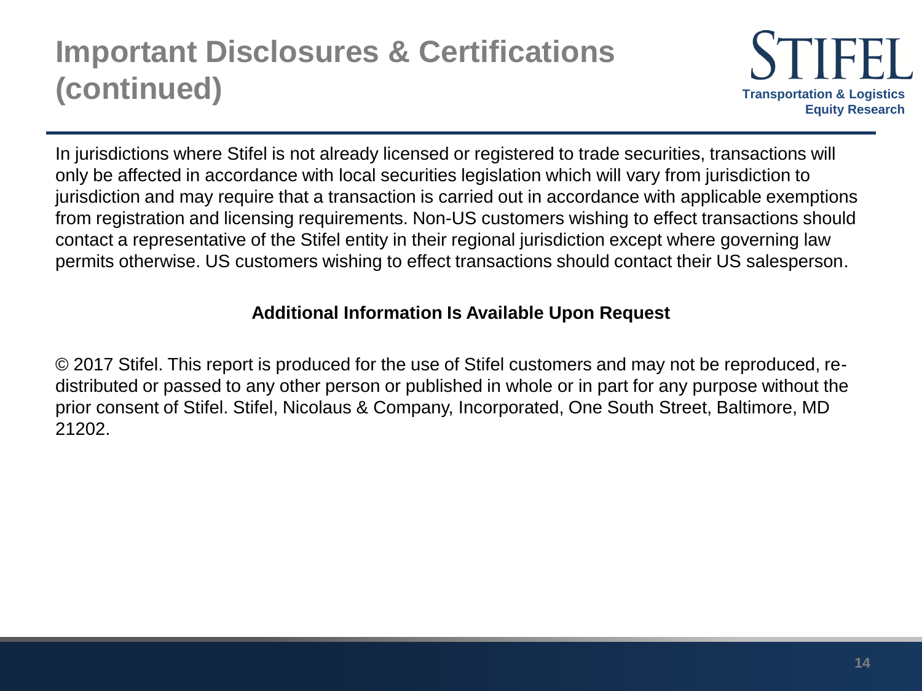# Important Disclosures & Certifications (continued)

In jurisdictions where Stifel is not already licensed or registered to trade securities, transactions will only be affected in accordance with local securities legislation which will vary from jurisdiction to jurisdiction and may require that a transaction is carried out in accordance with applicable exemptions from registration and licensing requirements. Non-US customers wishing to effect transactions should contact a representative of the Stifel entity in their regional jurisdiction except where governing law permits otherwise. US customers wishing to effect transactions should contact their US salesperson.

**Additional Information Is Available Upon Request**

© 2017 Stifel. This report is produced for the use of Stifel customers and may not be reproduced, re-distributed or passed to any other person or published in whole or in part for any purpose without the prior consent of Stifel. Stifel, Nicolaus & Company, Incorporated, One South Street, Baltimore, MD 21202.